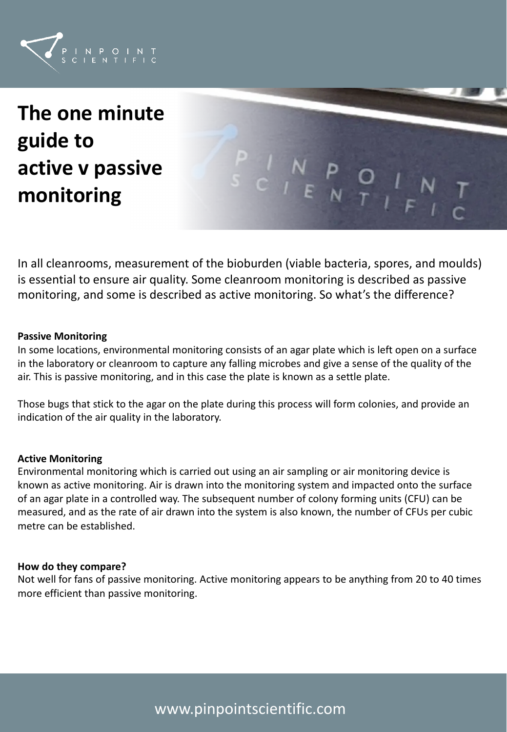# The one minute guide to active v passive monitoring

In all cleanrooms, measurement of the bioburden (viable bacteria, spores, and moulds) is essential to ensure air quality. Some cleanroom monitoring is described as passive monitoring, and some is described as active monitoring. So what's the difference?

**Passive Monitoring**

In some locations, environmental monitoring consists of an agar plate which is left open on a surface in the laboratory or cleanroom to capture any falling microbes and give a sense of the quality of the air. This is passive monitoring, and in this case the plate is known as a settle plate.

Those bugs that stick to the agar on the plate during this process will form colonies, and provide an indication of the air quality in the laboratory.

**Active Monitoring**

Environmental monitoring which is carried out using an air sampling or air monitoring device is known as active monitoring. Air is drawn into the monitoring system and impacted onto the surface of an agar plate in a controlled way. The subsequent number of colony forming units (CFU) can be measured, and as the rate of air drawn into the system is also known, the number of CFUs per cubic metre can be established.

**How do they compare?**

Not well for fans of passive monitoring. Active monitoring appears to be anything from 20 to 40 times more efficient than passive monitoring.

www.pinpointscientific.com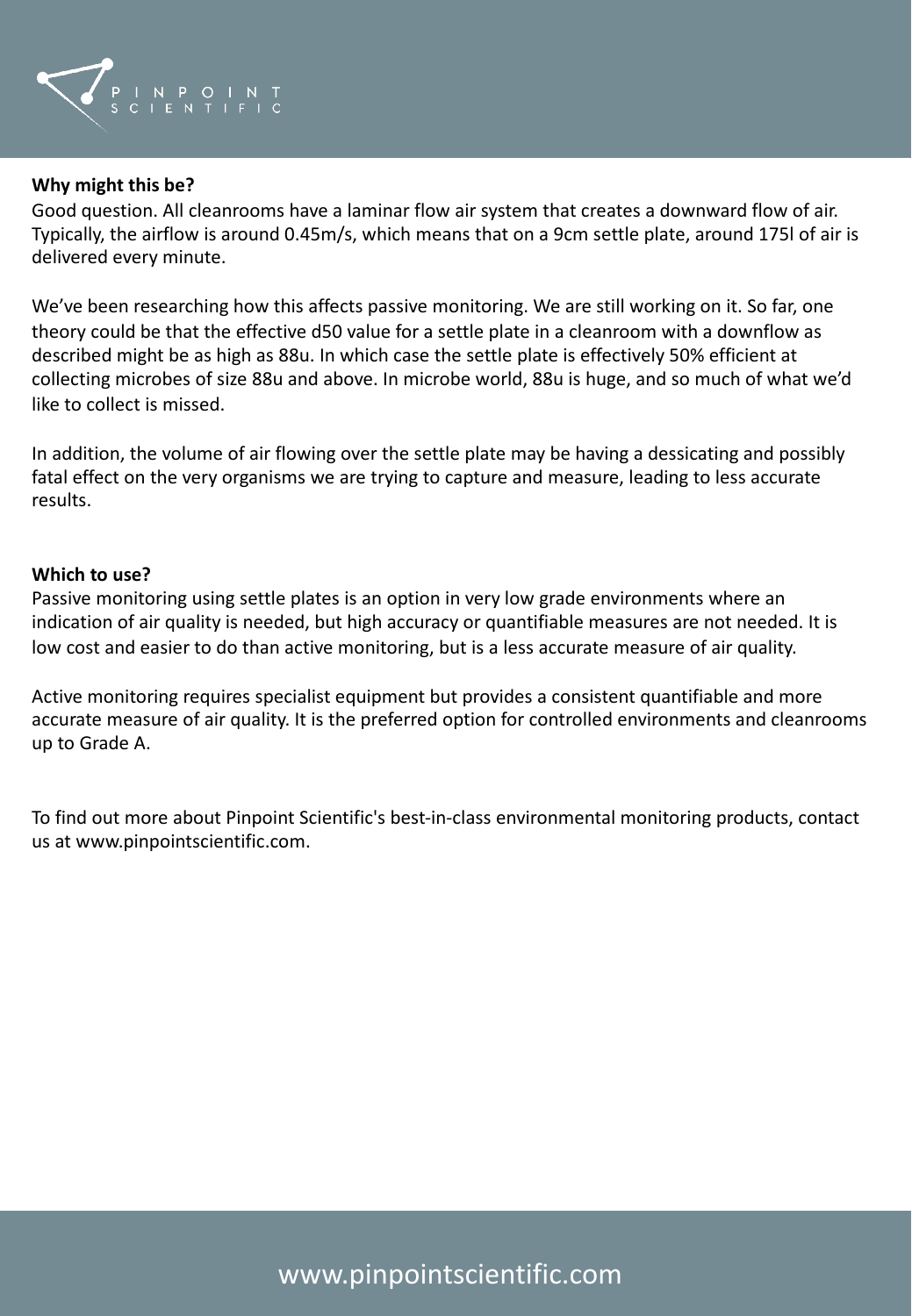**Why might this be?**

Good question. All cleanrooms have a laminar flow air system that creates a downward flow of air. Typically, the airflow is around 0.45m/s, which means that on a 9cm settle plate, around 175l of air is delivered every minute.

We've been researching how this affects passive monitoring. We are still working on it. So far, one theory could be that the effective d50 value for a settle plate in a cleanroom with a downflow as described might be as high as 88u. In which case the settle plate is effectively 50% efficient at collecting microbes of size 88u and above. In microbe world, 88u is huge, and so much of what we'd like to collect is missed.

In addition, the volume of air flowing over the settle plate may be having a dessicating and possibly fatal effect on the very organisms we are trying to capture and measure, leading to less accurate results.

**Which to use?**

Passive monitoring using settle plates is an option in very low grade environments where an indication of air quality is needed, but high accuracy or quantifiable measures are not needed. It is low cost and easier to do than active monitoring, but is a less accurate measure of air quality.

Active monitoring requires specialist equipment but provides a consistent quantifiable and more accurate measure of air quality. It is the preferred option for controlled environments and cleanrooms up to Grade A.

To find out more about Pinpoint Scientific's best-in-class environmental monitoring products, contact us at www.pinpointscientific.com.